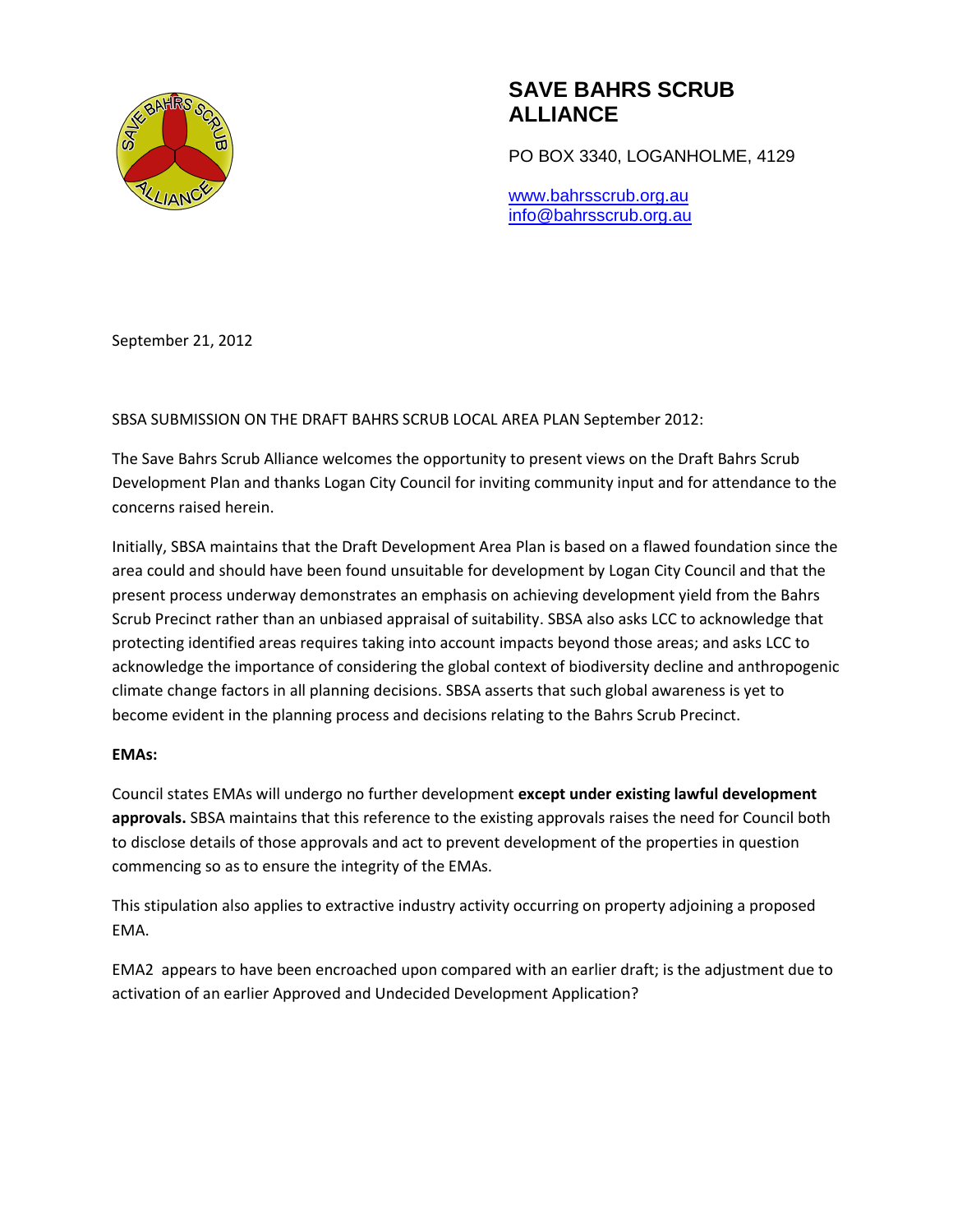# SAVE BAHRS SCRUB ALLIANCE

PO BOX 3340, LOGANHOLME, 4129

www.bahrsscrub.org.au
info@bahrsscrub.org.au

September 21, 2012

SBSA SUBMISSION ON THE DRAFT BAHRS SCRUB LOCAL AREA PLAN September 2012:

The Save Bahrs Scrub Alliance welcomes the opportunity to present views on the Draft Bahrs Scrub Development Plan and thanks Logan City Council for inviting community input and for attendance to the concerns raised herein.

Initially, SBSA maintains that the Draft Development Area Plan is based on a flawed foundation since the area could and should have been found unsuitable for development by Logan City Council and that the present process underway demonstrates an emphasis on achieving development yield from the Bahrs Scrub Precinct rather than an unbiased appraisal of suitability. SBSA also asks LCC to acknowledge that protecting identified areas requires taking into account impacts beyond those areas; and asks LCC to acknowledge the importance of considering the global context of biodiversity decline and anthropogenic climate change factors in all planning decisions. SBSA asserts that such global awareness is yet to become evident in the planning process and decisions relating to the Bahrs Scrub Precinct.

**EMAs:**

Council states EMAs will undergo no further development **except under existing lawful development approvals.** SBSA maintains that this reference to the existing approvals raises the need for Council both to disclose details of those approvals and act to prevent development of the properties in question commencing so as to ensure the integrity of the EMAs.

This stipulation also applies to extractive industry activity occurring on property adjoining a proposed EMA.

EMA2 appears to have been encroached upon compared with an earlier draft; is the adjustment due to activation of an earlier Approved and Undecided Development Application?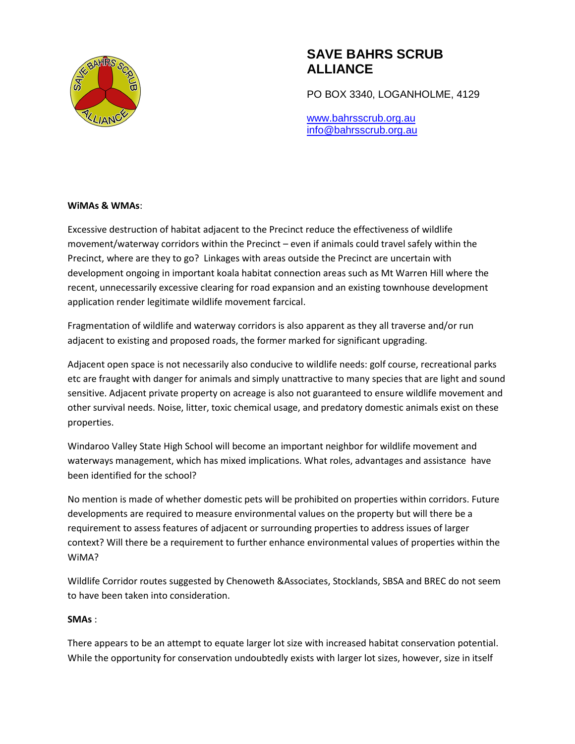# SAVE BAHRS SCRUB ALLIANCE

PO BOX 3340, LOGANHOLME, 4129

www.bahrsscrub.org.au
info@bahrsscrub.org.au

**WiMAs & WMAs**:

Excessive destruction of habitat adjacent to the Precinct reduce the effectiveness of wildlife movement/waterway corridors within the Precinct – even if animals could travel safely within the Precinct, where are they to go? Linkages with areas outside the Precinct are uncertain with development ongoing in important koala habitat connection areas such as Mt Warren Hill where the recent, unnecessarily excessive clearing for road expansion and an existing townhouse development application render legitimate wildlife movement farcical.

Fragmentation of wildlife and waterway corridors is also apparent as they all traverse and/or run adjacent to existing and proposed roads, the former marked for significant upgrading.

Adjacent open space is not necessarily also conducive to wildlife needs: golf course, recreational parks etc are fraught with danger for animals and simply unattractive to many species that are light and sound sensitive. Adjacent private property on acreage is also not guaranteed to ensure wildlife movement and other survival needs. Noise, litter, toxic chemical usage, and predatory domestic animals exist on these properties.

Windaroo Valley State High School will become an important neighbor for wildlife movement and waterways management, which has mixed implications. What roles, advantages and assistance have been identified for the school?

No mention is made of whether domestic pets will be prohibited on properties within corridors. Future developments are required to measure environmental values on the property but will there be a requirement to assess features of adjacent or surrounding properties to address issues of larger context? Will there be a requirement to further enhance environmental values of properties within the WiMA?

Wildlife Corridor routes suggested by Chenoweth &Associates, Stocklands, SBSA and BREC do not seem to have been taken into consideration.

**SMAs** :

There appears to be an attempt to equate larger lot size with increased habitat conservation potential. While the opportunity for conservation undoubtedly exists with larger lot sizes, however, size in itself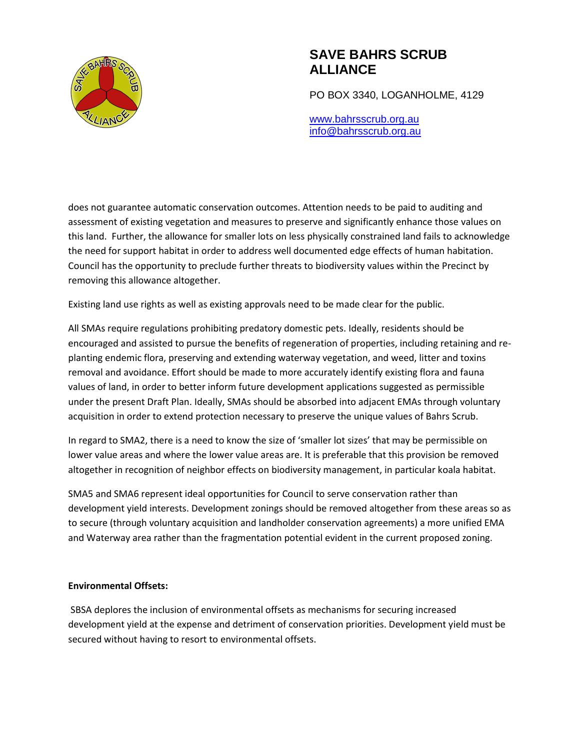does not guarantee automatic conservation outcomes. Attention needs to be paid to auditing and assessment of existing vegetation and measures to preserve and significantly enhance those values on this land. Further, the allowance for smaller lots on less physically constrained land fails to acknowledge the need for support habitat in order to address well documented edge effects of human habitation. Council has the opportunity to preclude further threats to biodiversity values within the Precinct by removing this allowance altogether.

Existing land use rights as well as existing approvals need to be made clear for the public.

All SMAs require regulations prohibiting predatory domestic pets. Ideally, residents should be encouraged and assisted to pursue the benefits of regeneration of properties, including retaining and re-planting endemic flora, preserving and extending waterway vegetation, and weed, litter and toxins removal and avoidance. Effort should be made to more accurately identify existing flora and fauna values of land, in order to better inform future development applications suggested as permissible under the present Draft Plan. Ideally, SMAs should be absorbed into adjacent EMAs through voluntary acquisition in order to extend protection necessary to preserve the unique values of Bahrs Scrub.

In regard to SMA2, there is a need to know the size of 'smaller lot sizes' that may be permissible on lower value areas and where the lower value areas are. It is preferable that this provision be removed altogether in recognition of neighbor effects on biodiversity management, in particular koala habitat.

SMA5 and SMA6 represent ideal opportunities for Council to serve conservation rather than development yield interests. Development zonings should be removed altogether from these areas so as to secure (through voluntary acquisition and landholder conservation agreements) a more unified EMA and Waterway area rather than the fragmentation potential evident in the current proposed zoning.

**Environmental Offsets:**

SBSA deplores the inclusion of environmental offsets as mechanisms for securing increased development yield at the expense and detriment of conservation priorities. Development yield must be secured without having to resort to environmental offsets.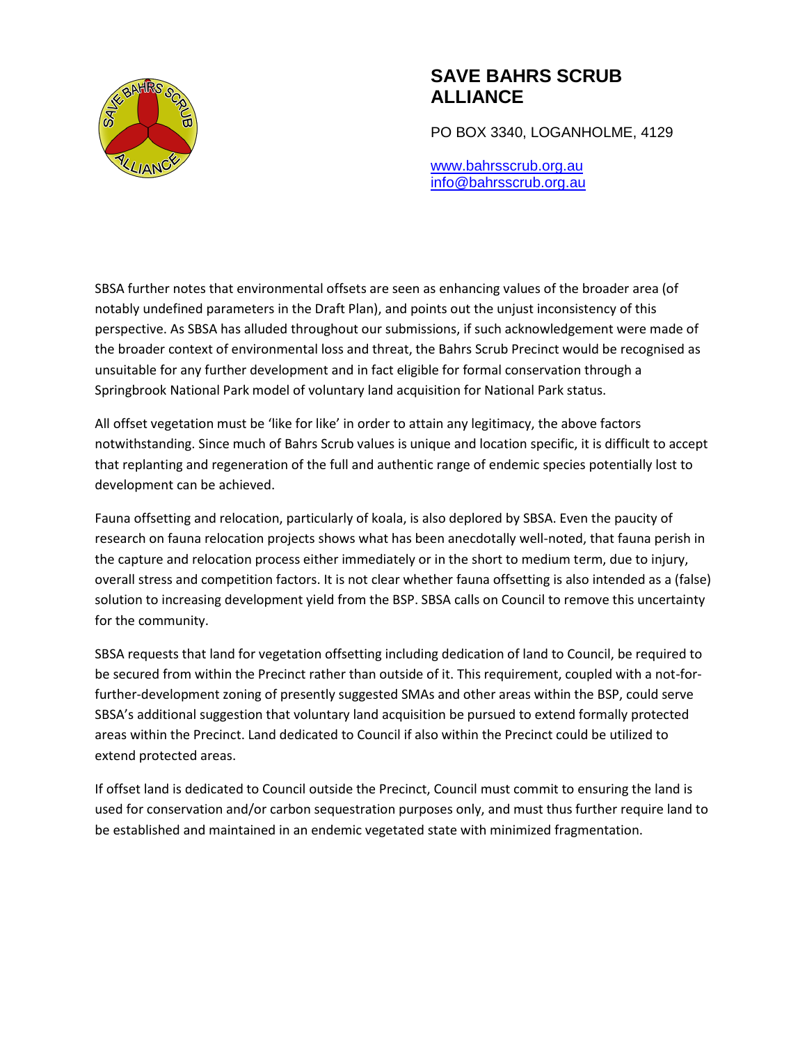# SAVE BAHRS SCRUB ALLIANCE

PO BOX 3340, LOGANHOLME, 4129

www.bahrsscrub.org.au
info@bahrsscrub.org.au

SBSA further notes that environmental offsets are seen as enhancing values of the broader area (of notably undefined parameters in the Draft Plan), and points out the unjust inconsistency of this perspective. As SBSA has alluded throughout our submissions, if such acknowledgement were made of the broader context of environmental loss and threat, the Bahrs Scrub Precinct would be recognised as unsuitable for any further development and in fact eligible for formal conservation through a Springbrook National Park model of voluntary land acquisition for National Park status.

All offset vegetation must be 'like for like' in order to attain any legitimacy, the above factors notwithstanding. Since much of Bahrs Scrub values is unique and location specific, it is difficult to accept that replanting and regeneration of the full and authentic range of endemic species potentially lost to development can be achieved.

Fauna offsetting and relocation, particularly of koala, is also deplored by SBSA. Even the paucity of research on fauna relocation projects shows what has been anecdotally well-noted, that fauna perish in the capture and relocation process either immediately or in the short to medium term, due to injury, overall stress and competition factors. It is not clear whether fauna offsetting is also intended as a (false) solution to increasing development yield from the BSP. SBSA calls on Council to remove this uncertainty for the community.

SBSA requests that land for vegetation offsetting including dedication of land to Council, be required to be secured from within the Precinct rather than outside of it. This requirement, coupled with a not-for-further-development zoning of presently suggested SMAs and other areas within the BSP, could serve SBSA's additional suggestion that voluntary land acquisition be pursued to extend formally protected areas within the Precinct. Land dedicated to Council if also within the Precinct could be utilized to extend protected areas.

If offset land is dedicated to Council outside the Precinct, Council must commit to ensuring the land is used for conservation and/or carbon sequestration purposes only, and must thus further require land to be established and maintained in an endemic vegetated state with minimized fragmentation.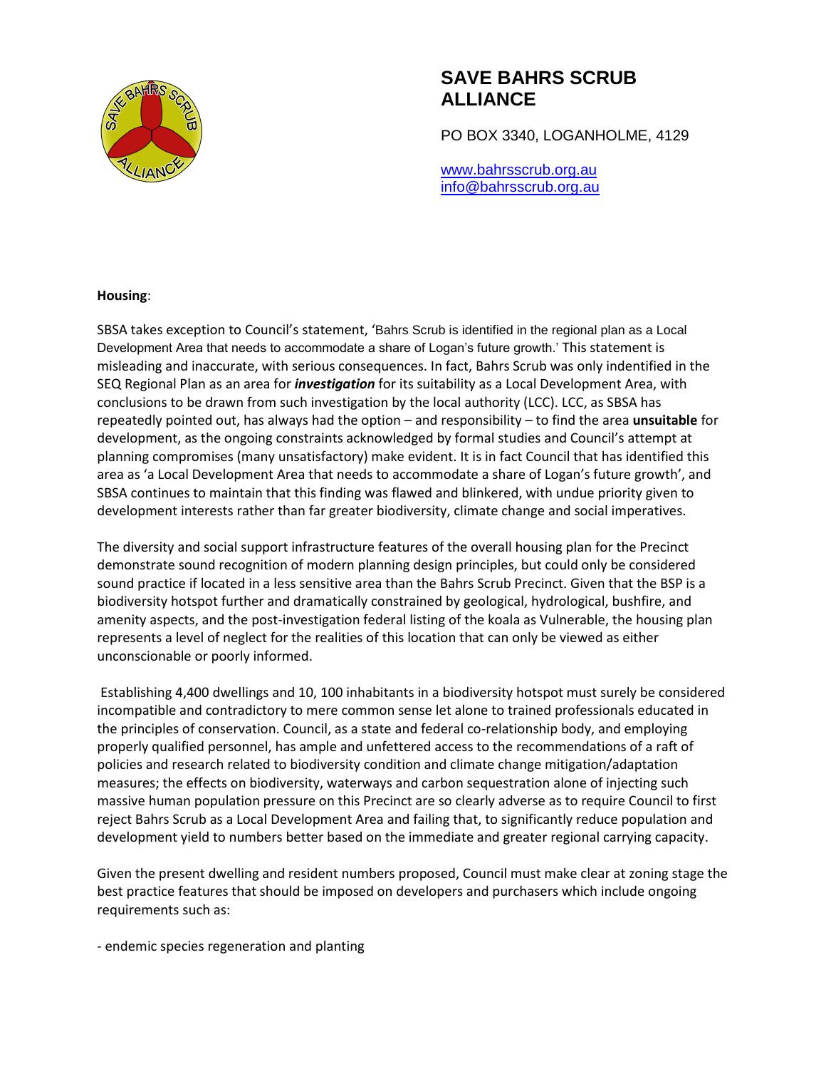# SAVE BAHRS SCRUB ALLIANCE

PO BOX 3340, LOGANHOLME, 4129

www.bahrsscrub.org.au
info@bahrsscrub.org.au

**Housing**:

SBSA takes exception to Council's statement, 'Bahrs Scrub is identified in the regional plan as a Local Development Area that needs to accommodate a share of Logan's future growth.' This statement is misleading and inaccurate, with serious consequences. In fact, Bahrs Scrub was only indentified in the SEQ Regional Plan as an area for ***investigation*** for its suitability as a Local Development Area, with conclusions to be drawn from such investigation by the local authority (LCC). LCC, as SBSA has repeatedly pointed out, has always had the option – and responsibility – to find the area **unsuitable** for development, as the ongoing constraints acknowledged by formal studies and Council's attempt at planning compromises (many unsatisfactory) make evident. It is in fact Council that has identified this area as 'a Local Development Area that needs to accommodate a share of Logan's future growth', and SBSA continues to maintain that this finding was flawed and blinkered, with undue priority given to development interests rather than far greater biodiversity, climate change and social imperatives.

The diversity and social support infrastructure features of the overall housing plan for the Precinct demonstrate sound recognition of modern planning design principles, but could only be considered sound practice if located in a less sensitive area than the Bahrs Scrub Precinct. Given that the BSP is a biodiversity hotspot further and dramatically constrained by geological, hydrological, bushfire, and amenity aspects, and the post-investigation federal listing of the koala as Vulnerable, the housing plan represents a level of neglect for the realities of this location that can only be viewed as either unconscionable or poorly informed.

Establishing 4,400 dwellings and 10, 100 inhabitants in a biodiversity hotspot must surely be considered incompatible and contradictory to mere common sense let alone to trained professionals educated in the principles of conservation. Council, as a state and federal co-relationship body, and employing properly qualified personnel, has ample and unfettered access to the recommendations of a raft of policies and research related to biodiversity condition and climate change mitigation/adaptation measures; the effects on biodiversity, waterways and carbon sequestration alone of injecting such massive human population pressure on this Precinct are so clearly adverse as to require Council to first reject Bahrs Scrub as a Local Development Area and failing that, to significantly reduce population and development yield to numbers better based on the immediate and greater regional carrying capacity.

Given the present dwelling and resident numbers proposed, Council must make clear at zoning stage the best practice features that should be imposed on developers and purchasers which include ongoing requirements such as:

- endemic species regeneration and planting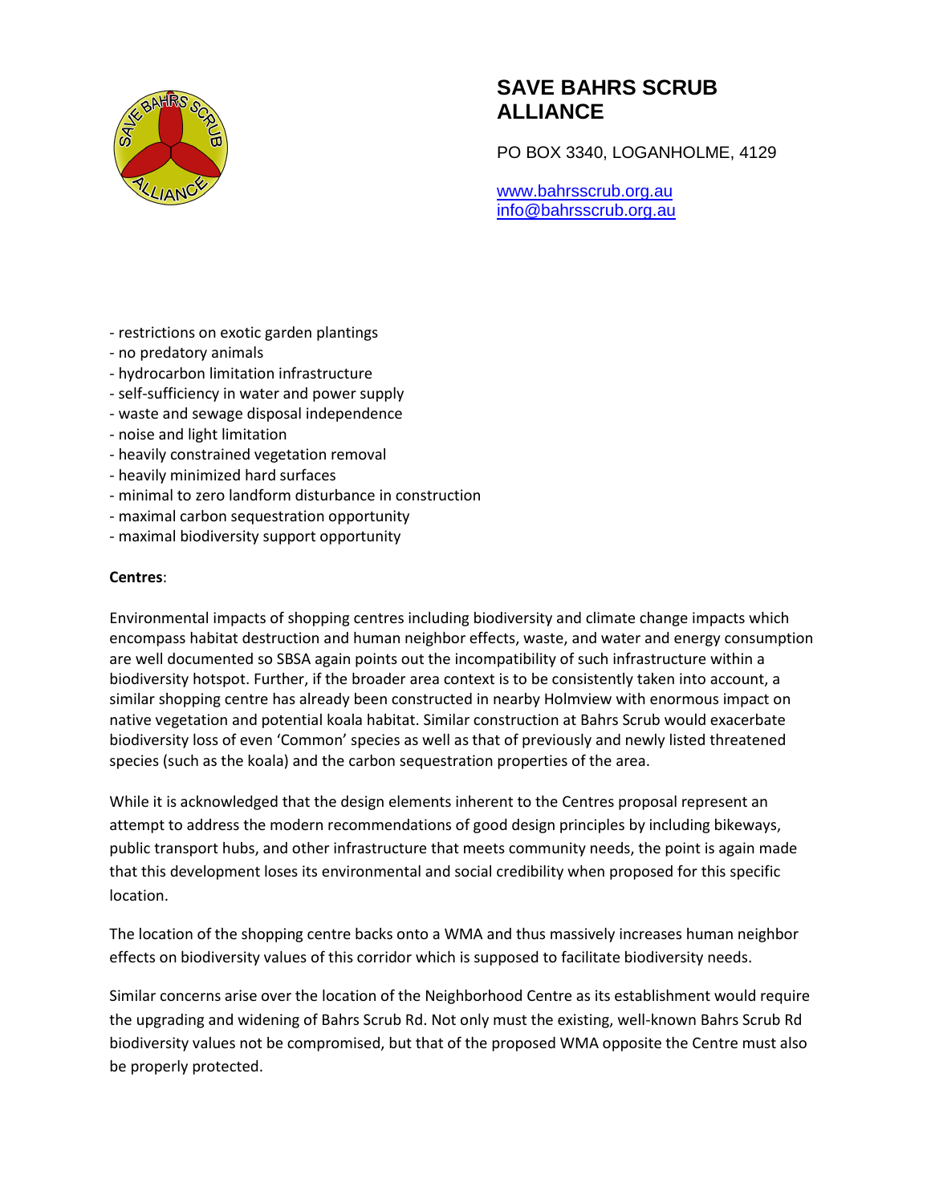- restrictions on exotic garden plantings
- no predatory animals
- hydrocarbon limitation infrastructure
- self-sufficiency in water and power supply
- waste and sewage disposal independence
- noise and light limitation
- heavily constrained vegetation removal
- heavily minimized hard surfaces
- minimal to zero landform disturbance in construction
- maximal carbon sequestration opportunity
- maximal biodiversity support opportunity

**Centres**:

Environmental impacts of shopping centres including biodiversity and climate change impacts which encompass habitat destruction and human neighbor effects, waste, and water and energy consumption are well documented so SBSA again points out the incompatibility of such infrastructure within a biodiversity hotspot. Further, if the broader area context is to be consistently taken into account, a similar shopping centre has already been constructed in nearby Holmview with enormous impact on native vegetation and potential koala habitat. Similar construction at Bahrs Scrub would exacerbate biodiversity loss of even 'Common' species as well as that of previously and newly listed threatened species (such as the koala) and the carbon sequestration properties of the area.

While it is acknowledged that the design elements inherent to the Centres proposal represent an attempt to address the modern recommendations of good design principles by including bikeways, public transport hubs, and other infrastructure that meets community needs, the point is again made that this development loses its environmental and social credibility when proposed for this specific location.

The location of the shopping centre backs onto a WMA and thus massively increases human neighbor effects on biodiversity values of this corridor which is supposed to facilitate biodiversity needs.

Similar concerns arise over the location of the Neighborhood Centre as its establishment would require the upgrading and widening of Bahrs Scrub Rd. Not only must the existing, well-known Bahrs Scrub Rd biodiversity values not be compromised, but that of the proposed WMA opposite the Centre must also be properly protected.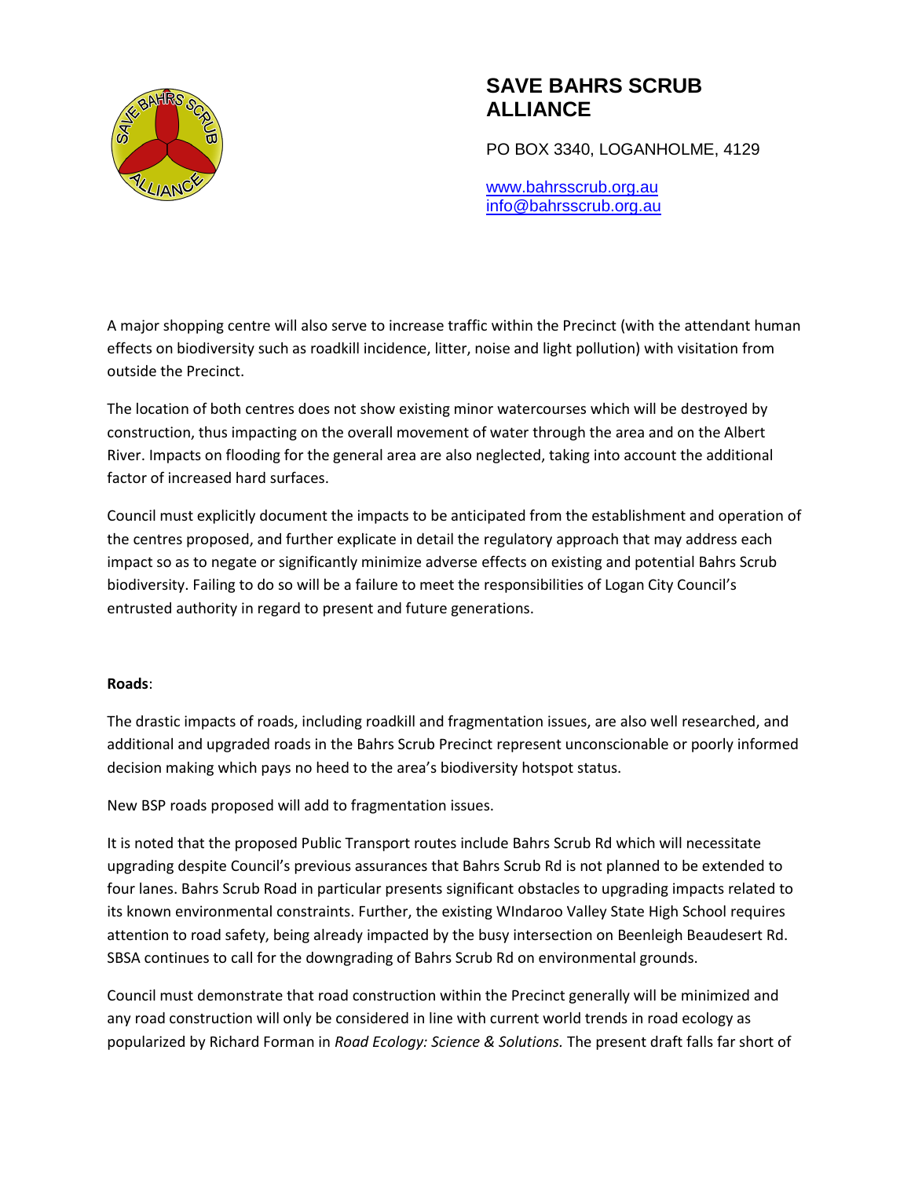# SAVE BAHRS SCRUB ALLIANCE

PO BOX 3340, LOGANHOLME, 4129

www.bahrsscrub.org.au
info@bahrsscrub.org.au

A major shopping centre will also serve to increase traffic within the Precinct (with the attendant human effects on biodiversity such as roadkill incidence, litter, noise and light pollution) with visitation from outside the Precinct.

The location of both centres does not show existing minor watercourses which will be destroyed by construction, thus impacting on the overall movement of water through the area and on the Albert River. Impacts on flooding for the general area are also neglected, taking into account the additional factor of increased hard surfaces.

Council must explicitly document the impacts to be anticipated from the establishment and operation of the centres proposed, and further explicate in detail the regulatory approach that may address each impact so as to negate or significantly minimize adverse effects on existing and potential Bahrs Scrub biodiversity. Failing to do so will be a failure to meet the responsibilities of Logan City Council's entrusted authority in regard to present and future generations.

**Roads**:

The drastic impacts of roads, including roadkill and fragmentation issues, are also well researched, and additional and upgraded roads in the Bahrs Scrub Precinct represent unconscionable or poorly informed decision making which pays no heed to the area's biodiversity hotspot status.

New BSP roads proposed will add to fragmentation issues.

It is noted that the proposed Public Transport routes include Bahrs Scrub Rd which will necessitate upgrading despite Council's previous assurances that Bahrs Scrub Rd is not planned to be extended to four lanes. Bahrs Scrub Road in particular presents significant obstacles to upgrading impacts related to its known environmental constraints. Further, the existing WIndaroo Valley State High School requires attention to road safety, being already impacted by the busy intersection on Beenleigh Beaudesert Rd. SBSA continues to call for the downgrading of Bahrs Scrub Rd on environmental grounds.

Council must demonstrate that road construction within the Precinct generally will be minimized and any road construction will only be considered in line with current world trends in road ecology as popularized by Richard Forman in *Road Ecology: Science & Solutions.* The present draft falls far short of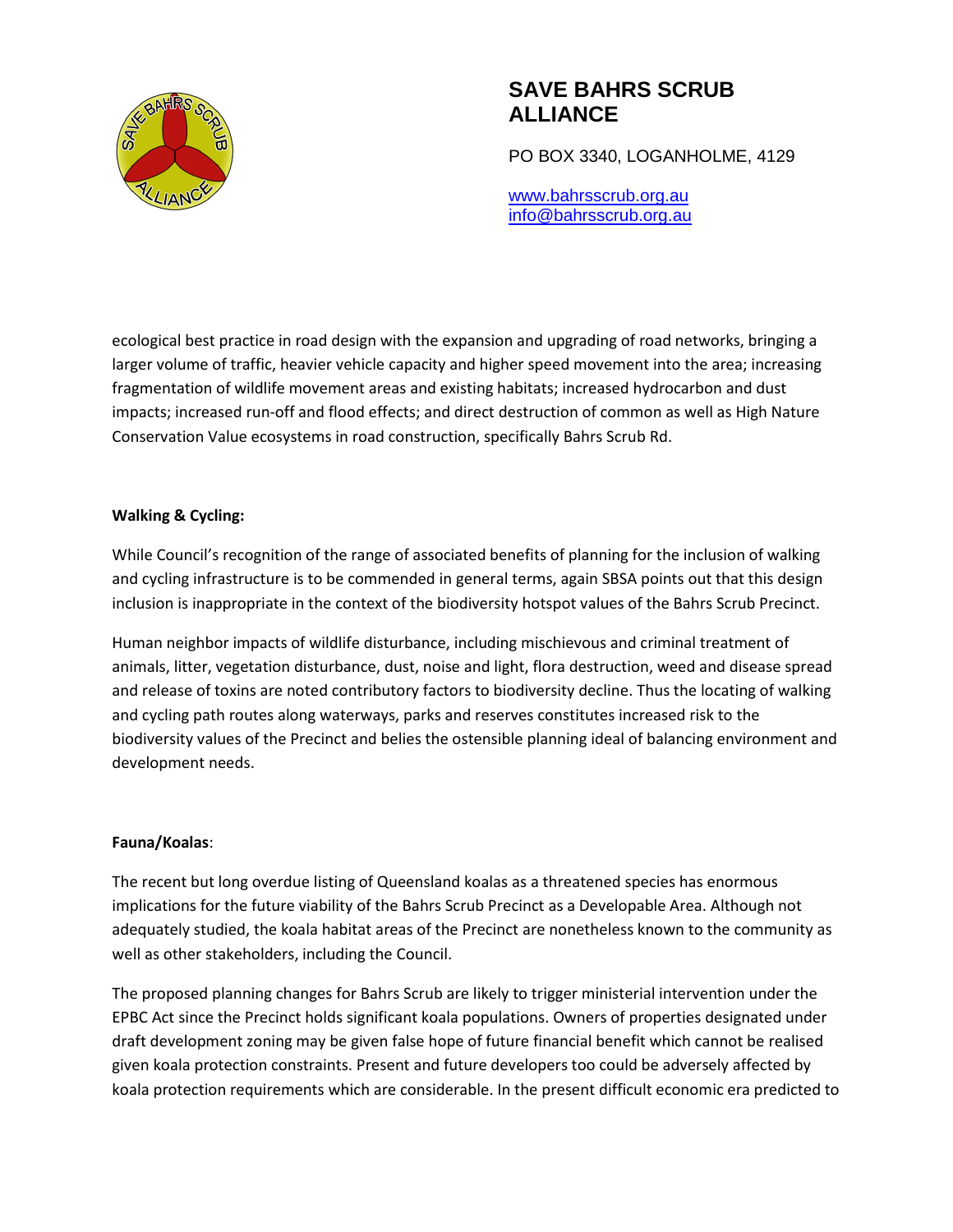ecological best practice in road design with the expansion and upgrading of road networks, bringing a larger volume of traffic, heavier vehicle capacity and higher speed movement into the area; increasing fragmentation of wildlife movement areas and existing habitats; increased hydrocarbon and dust impacts; increased run-off and flood effects; and direct destruction of common as well as High Nature Conservation Value ecosystems in road construction, specifically Bahrs Scrub Rd.

**Walking & Cycling:**

While Council's recognition of the range of associated benefits of planning for the inclusion of walking and cycling infrastructure is to be commended in general terms, again SBSA points out that this design inclusion is inappropriate in the context of the biodiversity hotspot values of the Bahrs Scrub Precinct.

Human neighbor impacts of wildlife disturbance, including mischievous and criminal treatment of animals, litter, vegetation disturbance, dust, noise and light, flora destruction, weed and disease spread and release of toxins are noted contributory factors to biodiversity decline. Thus the locating of walking and cycling path routes along waterways, parks and reserves constitutes increased risk to the biodiversity values of the Precinct and belies the ostensible planning ideal of balancing environment and development needs.

**Fauna/Koalas**:

The recent but long overdue listing of Queensland koalas as a threatened species has enormous implications for the future viability of the Bahrs Scrub Precinct as a Developable Area. Although not adequately studied, the koala habitat areas of the Precinct are nonetheless known to the community as well as other stakeholders, including the Council.

The proposed planning changes for Bahrs Scrub are likely to trigger ministerial intervention under the EPBC Act since the Precinct holds significant koala populations. Owners of properties designated under draft development zoning may be given false hope of future financial benefit which cannot be realised given koala protection constraints. Present and future developers too could be adversely affected by koala protection requirements which are considerable. In the present difficult economic era predicted to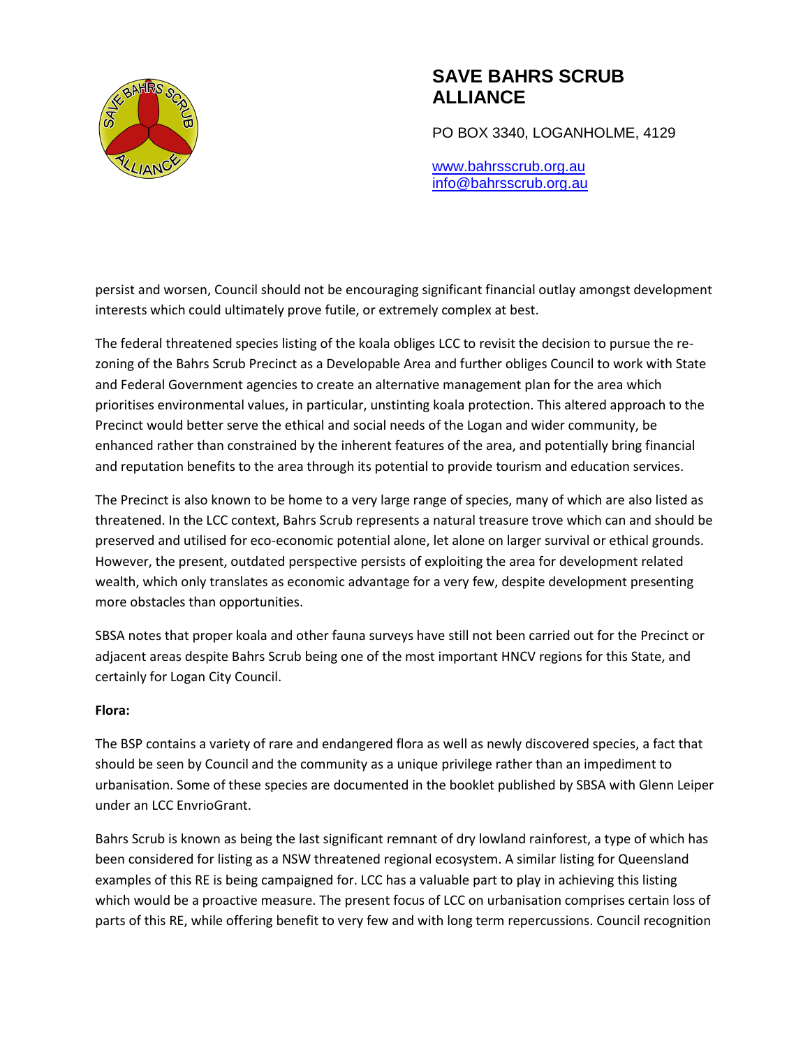persist and worsen, Council should not be encouraging significant financial outlay amongst development interests which could ultimately prove futile, or extremely complex at best.

The federal threatened species listing of the koala obliges LCC to revisit the decision to pursue the re-zoning of the Bahrs Scrub Precinct as a Developable Area and further obliges Council to work with State and Federal Government agencies to create an alternative management plan for the area which prioritises environmental values, in particular, unstinting koala protection. This altered approach to the Precinct would better serve the ethical and social needs of the Logan and wider community, be enhanced rather than constrained by the inherent features of the area, and potentially bring financial and reputation benefits to the area through its potential to provide tourism and education services.

The Precinct is also known to be home to a very large range of species, many of which are also listed as threatened. In the LCC context, Bahrs Scrub represents a natural treasure trove which can and should be preserved and utilised for eco-economic potential alone, let alone on larger survival or ethical grounds. However, the present, outdated perspective persists of exploiting the area for development related wealth, which only translates as economic advantage for a very few, despite development presenting more obstacles than opportunities.

SBSA notes that proper koala and other fauna surveys have still not been carried out for the Precinct or adjacent areas despite Bahrs Scrub being one of the most important HNCV regions for this State, and certainly for Logan City Council.

**Flora:**

The BSP contains a variety of rare and endangered flora as well as newly discovered species, a fact that should be seen by Council and the community as a unique privilege rather than an impediment to urbanisation. Some of these species are documented in the booklet published by SBSA with Glenn Leiper under an LCC EnvrioGrant.

Bahrs Scrub is known as being the last significant remnant of dry lowland rainforest, a type of which has been considered for listing as a NSW threatened regional ecosystem. A similar listing for Queensland examples of this RE is being campaigned for. LCC has a valuable part to play in achieving this listing which would be a proactive measure. The present focus of LCC on urbanisation comprises certain loss of parts of this RE, while offering benefit to very few and with long term repercussions. Council recognition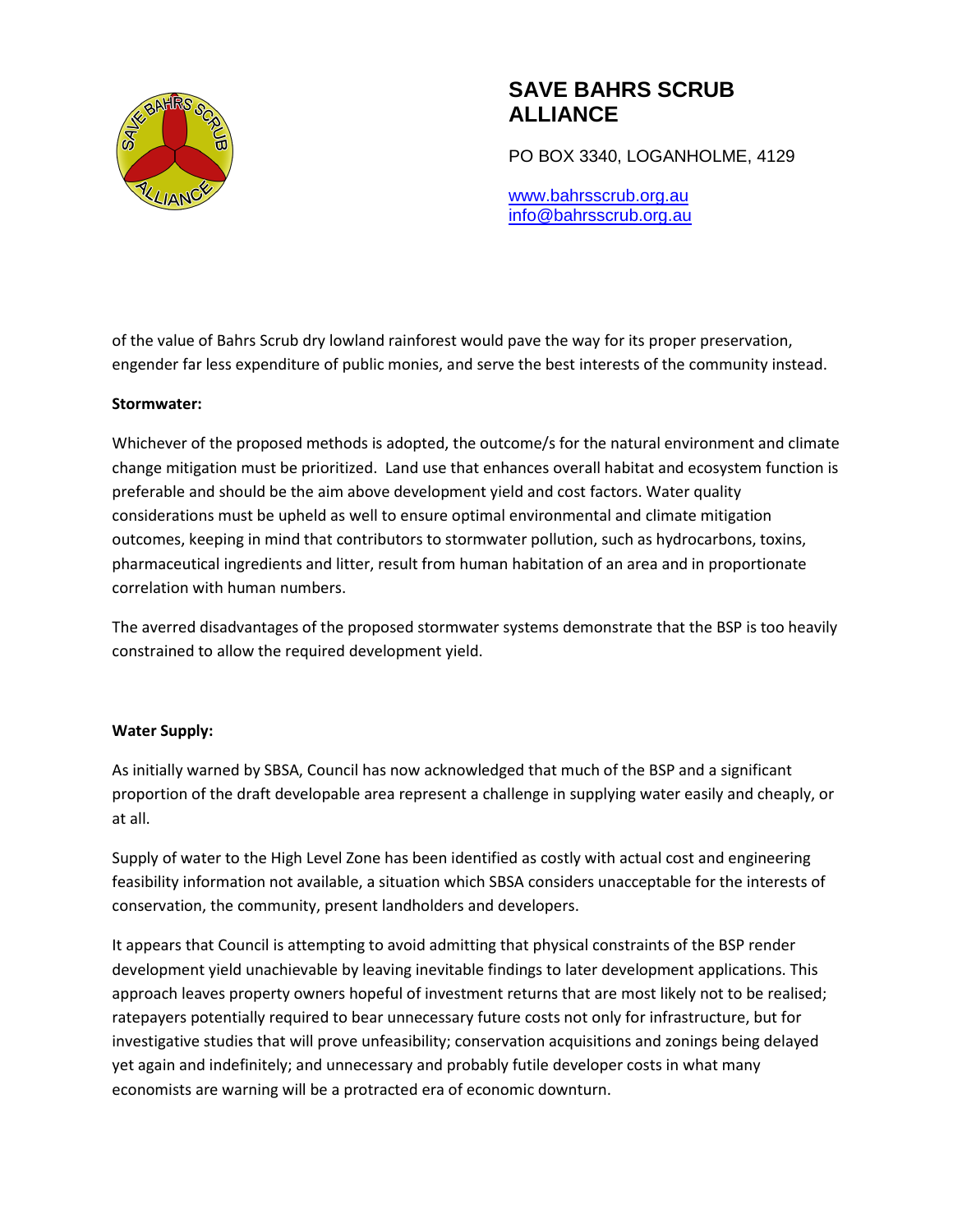of the value of Bahrs Scrub dry lowland rainforest would pave the way for its proper preservation, engender far less expenditure of public monies, and serve the best interests of the community instead.

**Stormwater:**

Whichever of the proposed methods is adopted, the outcome/s for the natural environment and climate change mitigation must be prioritized. Land use that enhances overall habitat and ecosystem function is preferable and should be the aim above development yield and cost factors. Water quality considerations must be upheld as well to ensure optimal environmental and climate mitigation outcomes, keeping in mind that contributors to stormwater pollution, such as hydrocarbons, toxins, pharmaceutical ingredients and litter, result from human habitation of an area and in proportionate correlation with human numbers.

The averred disadvantages of the proposed stormwater systems demonstrate that the BSP is too heavily constrained to allow the required development yield.

**Water Supply:**

As initially warned by SBSA, Council has now acknowledged that much of the BSP and a significant proportion of the draft developable area represent a challenge in supplying water easily and cheaply, or at all.

Supply of water to the High Level Zone has been identified as costly with actual cost and engineering feasibility information not available, a situation which SBSA considers unacceptable for the interests of conservation, the community, present landholders and developers.

It appears that Council is attempting to avoid admitting that physical constraints of the BSP render development yield unachievable by leaving inevitable findings to later development applications. This approach leaves property owners hopeful of investment returns that are most likely not to be realised; ratepayers potentially required to bear unnecessary future costs not only for infrastructure, but for investigative studies that will prove unfeasibility; conservation acquisitions and zonings being delayed yet again and indefinitely; and unnecessary and probably futile developer costs in what many economists are warning will be a protracted era of economic downturn.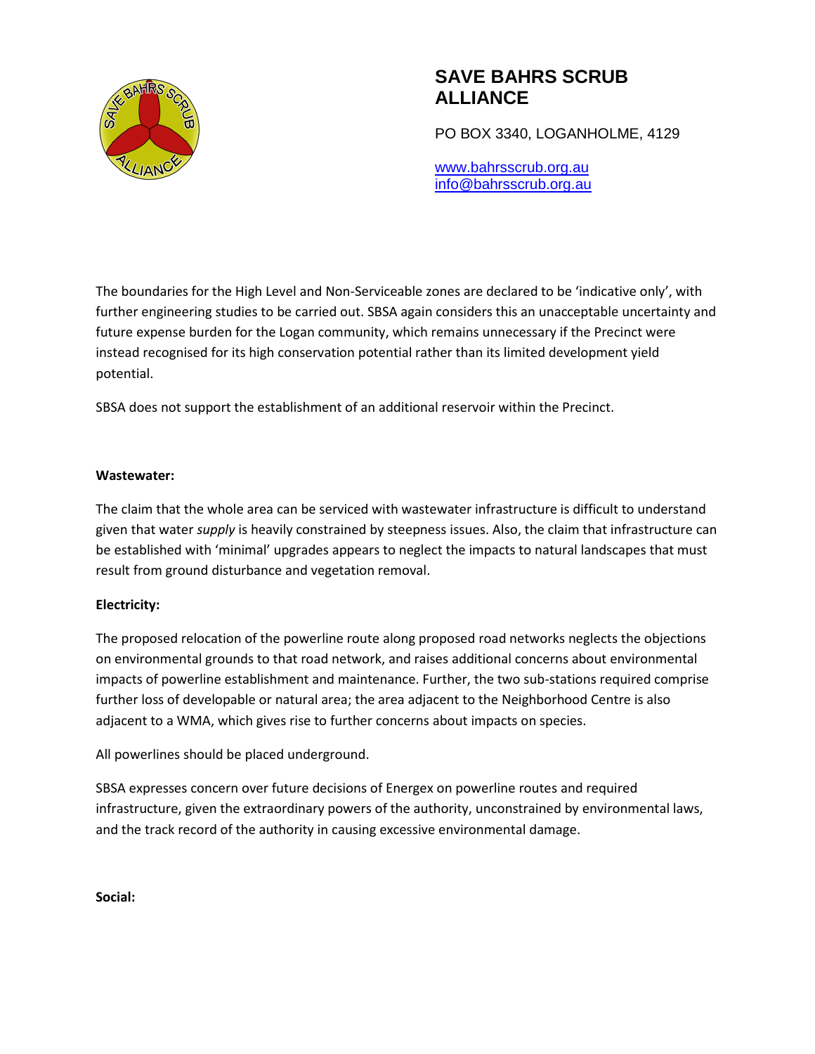# SAVE BAHRS SCRUB ALLIANCE

PO BOX 3340, LOGANHOLME, 4129

www.bahrsscrub.org.au
info@bahrsscrub.org.au

The boundaries for the High Level and Non-Serviceable zones are declared to be 'indicative only', with further engineering studies to be carried out. SBSA again considers this an unacceptable uncertainty and future expense burden for the Logan community, which remains unnecessary if the Precinct were instead recognised for its high conservation potential rather than its limited development yield potential.

SBSA does not support the establishment of an additional reservoir within the Precinct.

**Wastewater:**

The claim that the whole area can be serviced with wastewater infrastructure is difficult to understand given that water *supply* is heavily constrained by steepness issues. Also, the claim that infrastructure can be established with 'minimal' upgrades appears to neglect the impacts to natural landscapes that must result from ground disturbance and vegetation removal.

**Electricity:**

The proposed relocation of the powerline route along proposed road networks neglects the objections on environmental grounds to that road network, and raises additional concerns about environmental impacts of powerline establishment and maintenance. Further, the two sub-stations required comprise further loss of developable or natural area; the area adjacent to the Neighborhood Centre is also adjacent to a WMA, which gives rise to further concerns about impacts on species.

All powerlines should be placed underground.

SBSA expresses concern over future decisions of Energex on powerline routes and required infrastructure, given the extraordinary powers of the authority, unconstrained by environmental laws, and the track record of the authority in causing excessive environmental damage.

**Social:**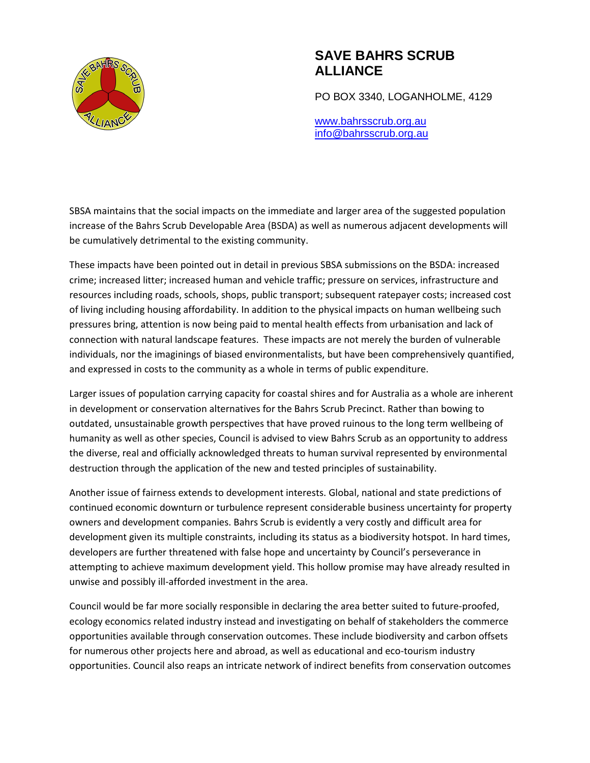# SAVE BAHRS SCRUB ALLIANCE

PO BOX 3340, LOGANHOLME, 4129

www.bahrsscrub.org.au
info@bahrsscrub.org.au

SBSA maintains that the social impacts on the immediate and larger area of the suggested population increase of the Bahrs Scrub Developable Area (BSDA) as well as numerous adjacent developments will be cumulatively detrimental to the existing community.

These impacts have been pointed out in detail in previous SBSA submissions on the BSDA: increased crime; increased litter; increased human and vehicle traffic; pressure on services, infrastructure and resources including roads, schools, shops, public transport; subsequent ratepayer costs; increased cost of living including housing affordability. In addition to the physical impacts on human wellbeing such pressures bring, attention is now being paid to mental health effects from urbanisation and lack of connection with natural landscape features. These impacts are not merely the burden of vulnerable individuals, nor the imaginings of biased environmentalists, but have been comprehensively quantified, and expressed in costs to the community as a whole in terms of public expenditure.

Larger issues of population carrying capacity for coastal shires and for Australia as a whole are inherent in development or conservation alternatives for the Bahrs Scrub Precinct. Rather than bowing to outdated, unsustainable growth perspectives that have proved ruinous to the long term wellbeing of humanity as well as other species, Council is advised to view Bahrs Scrub as an opportunity to address the diverse, real and officially acknowledged threats to human survival represented by environmental destruction through the application of the new and tested principles of sustainability.

Another issue of fairness extends to development interests. Global, national and state predictions of continued economic downturn or turbulence represent considerable business uncertainty for property owners and development companies. Bahrs Scrub is evidently a very costly and difficult area for development given its multiple constraints, including its status as a biodiversity hotspot. In hard times, developers are further threatened with false hope and uncertainty by Council's perseverance in attempting to achieve maximum development yield. This hollow promise may have already resulted in unwise and possibly ill-afforded investment in the area.

Council would be far more socially responsible in declaring the area better suited to future-proofed, ecology economics related industry instead and investigating on behalf of stakeholders the commerce opportunities available through conservation outcomes. These include biodiversity and carbon offsets for numerous other projects here and abroad, as well as educational and eco-tourism industry opportunities. Council also reaps an intricate network of indirect benefits from conservation outcomes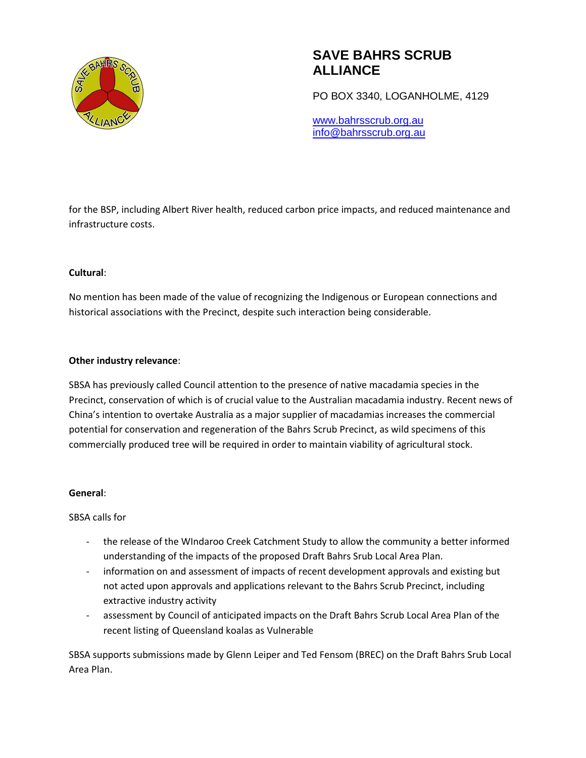for the BSP, including Albert River health, reduced carbon price impacts, and reduced maintenance and infrastructure costs.

**Cultural**:

No mention has been made of the value of recognizing the Indigenous or European connections and historical associations with the Precinct, despite such interaction being considerable.

**Other industry relevance**:

SBSA has previously called Council attention to the presence of native macadamia species in the Precinct, conservation of which is of crucial value to the Australian macadamia industry. Recent news of China's intention to overtake Australia as a major supplier of macadamias increases the commercial potential for conservation and regeneration of the Bahrs Scrub Precinct, as wild specimens of this commercially produced tree will be required in order to maintain viability of agricultural stock.

**General**:

SBSA calls for

- the release of the WIndaroo Creek Catchment Study to allow the community a better informed understanding of the impacts of the proposed Draft Bahrs Srub Local Area Plan.
- information on and assessment of impacts of recent development approvals and existing but not acted upon approvals and applications relevant to the Bahrs Scrub Precinct, including extractive industry activity
- assessment by Council of anticipated impacts on the Draft Bahrs Scrub Local Area Plan of the recent listing of Queensland koalas as Vulnerable

SBSA supports submissions made by Glenn Leiper and Ted Fensom (BREC) on the Draft Bahrs Srub Local Area Plan.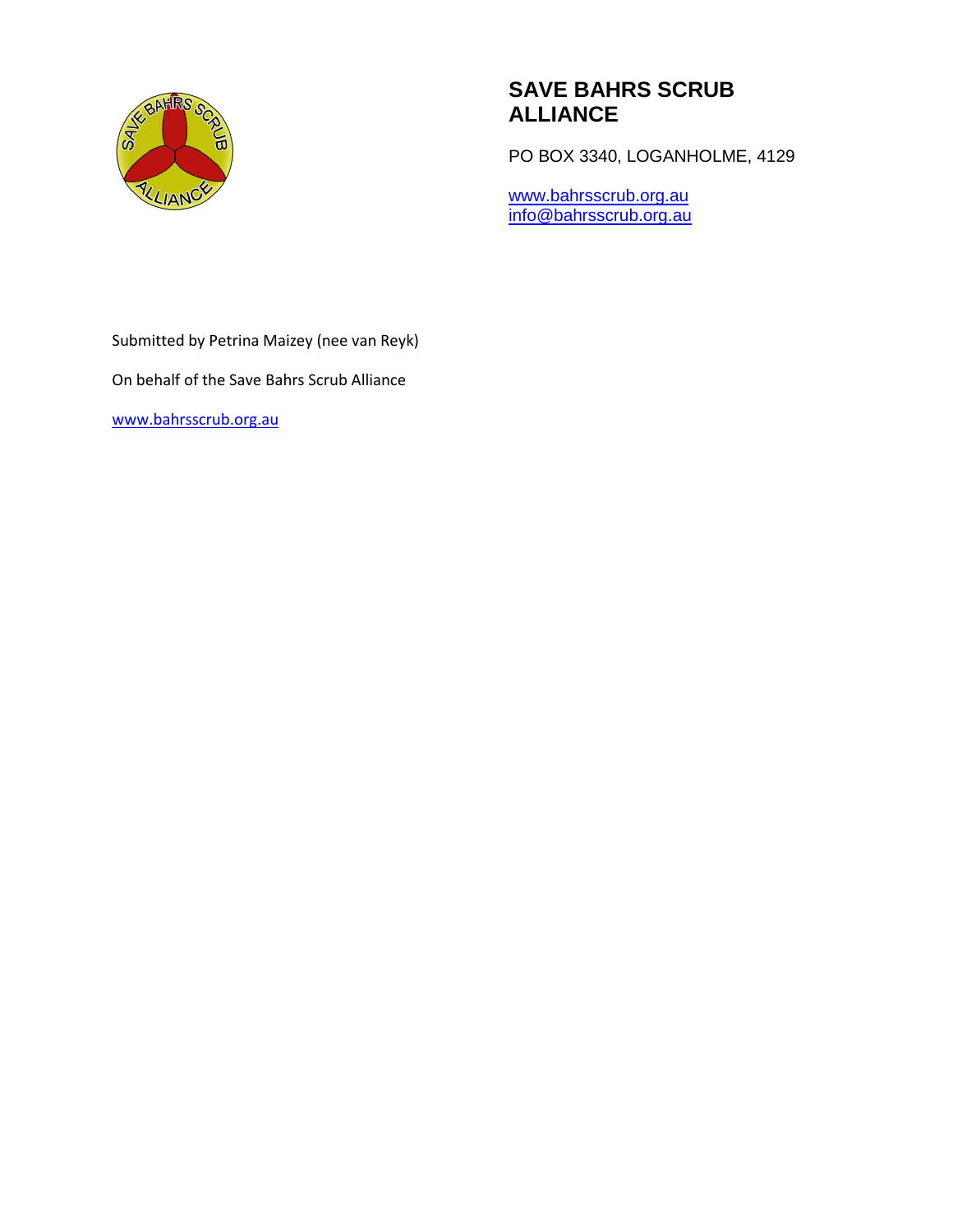## SAVE BAHRS SCRUB ALLIANCE

PO BOX 3340, LOGANHOLME, 4129

www.bahrsscrub.org.au
info@bahrsscrub.org.au

Submitted by Petrina Maizey (nee van Reyk)

On behalf of the Save Bahrs Scrub Alliance

www.bahrsscrub.org.au